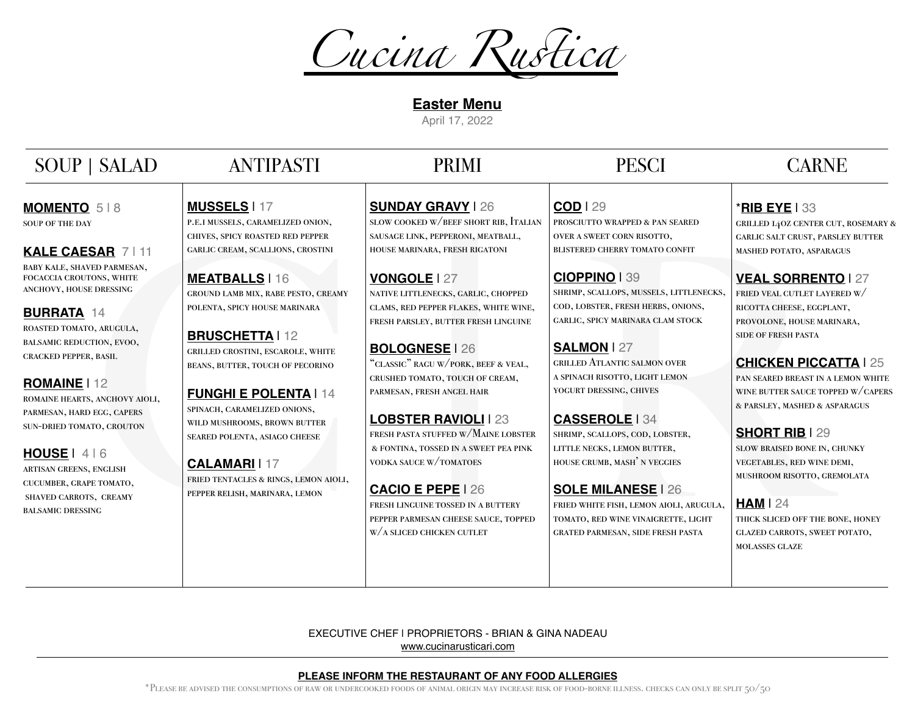# Cucina Rustica

## Easter Menu

April 17, 2022

## SOUP | SALAD

**MOMENTO** 5 | 8
soup of the day

**KALE CAESAR** 7 | 11
baby kale, shaved parmesan, focaccia croutons, white anchovy, house dressing

**BURRATA** 14
roasted tomato, arugula, balsamic reduction, evoo, cracked pepper, basil

**ROMAINE** | 12
romaine hearts, anchovy aioli, parmesan, hard egg, capers sun-dried tomato, crouton

**HOUSE** | 4 | 6
artisan greens, english cucumber, grape tomato, shaved carrots, creamy balsamic dressing

## ANTIPASTI

**MUSSELS** | 17
p.e.i mussels, caramelized onion, chives, spicy roasted red pepper garlic cream, scallions, crostini

**MEATBALLS** | 16
ground lamb mix, rabe pesto, creamy polenta, spicy house marinara

**BRUSCHETTA** | 12
grilled crostini, escarole, white beans, butter, touch of pecorino

**FUNGHI E POLENTA** | 14
spinach, caramelized onions, wild mushrooms, brown butter seared polenta, asiago cheese

**CALAMARI** | 17
fried tentacles & rings, lemon aioli, pepper relish, marinara, lemon

## PRIMI

**SUNDAY GRAVY** | 26
slow cooked w/beef short rib, Italian sausage link, pepperoni, meatball, house marinara, fresh rigatoni

**VONGOLE** | 27
native littlenecks, garlic, chopped clams, red pepper flakes, white wine, fresh parsley, butter fresh linguine

**BOLOGNESE** | 26
"classic" ragu w/pork, beef & veal, crushed tomato, touch of cream, parmesan, fresh angel hair

**LOBSTER RAVIOLI** | 23
fresh pasta stuffed w/Maine lobster & fontina, tossed in a sweet pea pink vodka sauce w/tomatoes

**CACIO E PEPE** | 26
fresh linguine tossed in a buttery pepper parmesan cheese sauce, topped w/a sliced chicken cutlet

## PESCI

**COD** | 29
prosciutto wrapped & pan seared over a sweet corn risotto, blistered cherry tomato confit

**CIOPPINO** | 39
shrimp, scallops, mussels, littlenecks, cod, lobster, fresh herbs, onions, garlic, spicy marinara clam stock

**SALMON** | 27
grilled Atlantic salmon over a spinach risotto, light lemon yogurt dressing, chives

**CASSEROLE** | 34
shrimp, scallops, cod, lobster, little necks, lemon butter, house crumb, mash' n veggies

**SOLE MILANESE** | 26
fried white fish, lemon aioli, arugula, tomato, red wine vinaigrette, light grated parmesan, side fresh pasta

## CARNE

***RIB EYE** | 33
grilled 14oz center cut, rosemary & garlic salt crust, parsley butter mashed potato, asparagus

**VEAL SORRENTO** | 27
fried veal cutlet layered w/ ricotta cheese, eggplant, provolone, house marinara, side of fresh pasta

**CHICKEN PICCATTA** | 25
pan seared breast in a lemon white wine butter sauce topped w/capers & parsley, mashed & asparagus

**SHORT RIB** | 29
slow braised bone in, chunky vegetables, red wine demi, mushroom risotto, gremolata

**HAM** | 24
thick sliced off the bone, honey glazed carrots, sweet potato, molasses glaze

EXECUTIVE CHEF | PROPRIETORS - BRIAN & GINA NADEAU
www.cucinarusticari.com

**PLEASE INFORM THE RESTAURANT OF ANY FOOD ALLERGIES**

*Please be advised the consumptions of raw or undercooked foods of animal origin may increase risk of food-borne illness. checks can only be split 50/50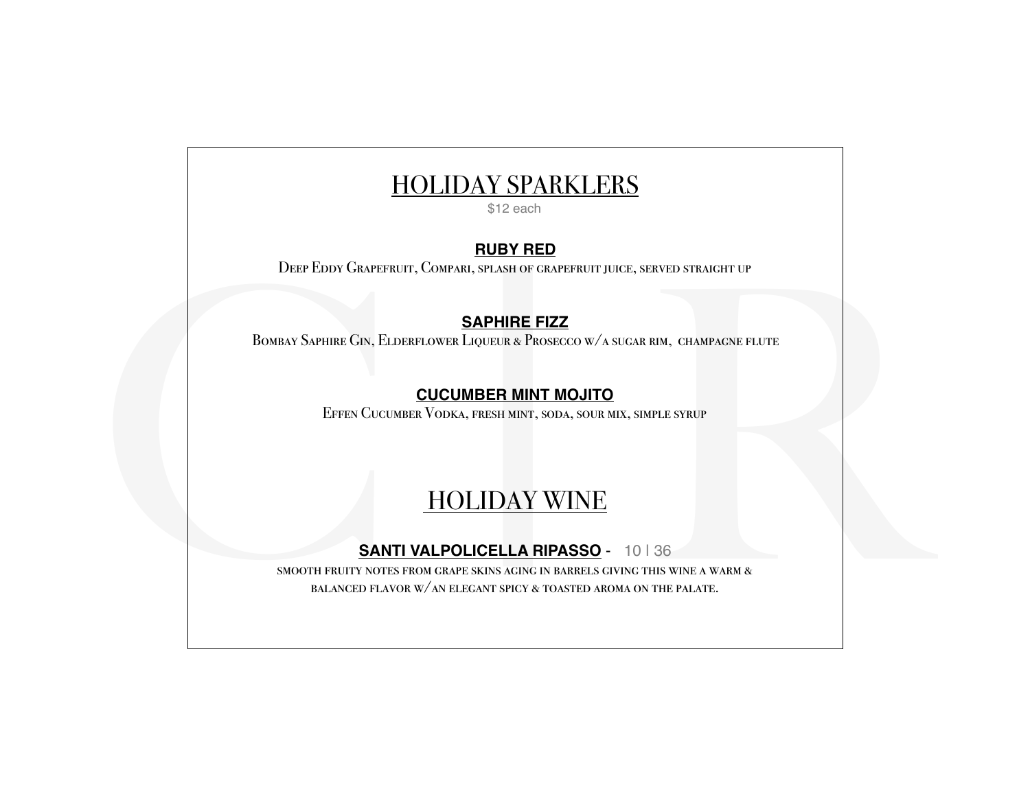# HOLIDAY SPARKLERS

$12 each

**RUBY RED**

Deep Eddy Grapefruit, Compari, splash of grapefruit juice, served straight up

**SAPHIRE FIZZ**

Bombay Saphire Gin, Elderflower Liqueur & Prosecco w/a sugar rim, champagne flute

**CUCUMBER MINT MOJITO**

Effen Cucumber Vodka, fresh mint, soda, sour mix, simple syrup

# HOLIDAY WINE

**SANTI VALPOLICELLA RIPASSO** - 10 | 36

smooth fruity notes from grape skins aging in barrels giving this wine a warm & balanced flavor w/an elegant spicy & toasted aroma on the palate.